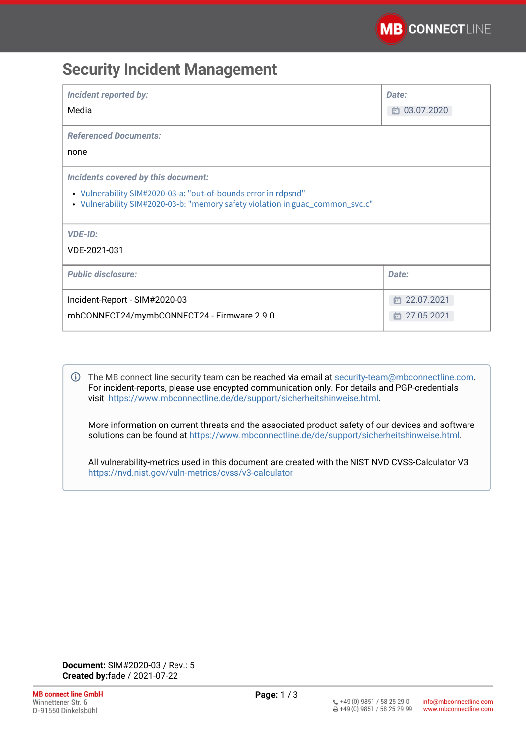# Security Incident Management

| *Incident reported by:* | *Date:* |
| --- | --- |
| Media | 03.07.2020 |

*Referenced Documents:*

none

*Incidents covered by this document:*

- Vulnerability SIM#2020-03-a: "out-of-bounds error in rdpsnd"
- Vulnerability SIM#2020-03-b: "memory safety violation in guac_common_svc.c"

*VDE-ID:*

VDE-2021-031

| *Public disclosure:* | *Date:* |
| --- | --- |
| Incident-Report - SIM#2020-03 | 22.07.2021 |
| mbCONNECT24/mymbCONNECT24 - Firmware 2.9.0 | 27.05.2021 |

The MB connect line security team can be reached via email at security-team@mbconnectline.com. For incident-reports, please use encypted communication only. For details and PGP-credentials visit https://www.mbconnectline.de/de/support/sicherheitshinweise.html.

More information on current threats and the associated product safety of our devices and software solutions can be found at https://www.mbconnectline.de/de/support/sicherheitshinweise.html.

All vulnerability-metrics used in this document are created with the NIST NVD CVSS-Calculator V3 https://nvd.nist.gov/vuln-metrics/cvss/v3-calculator

**Document:** SIM#2020-03 / Rev.: 5
**Created by:**fade / 2021-07-22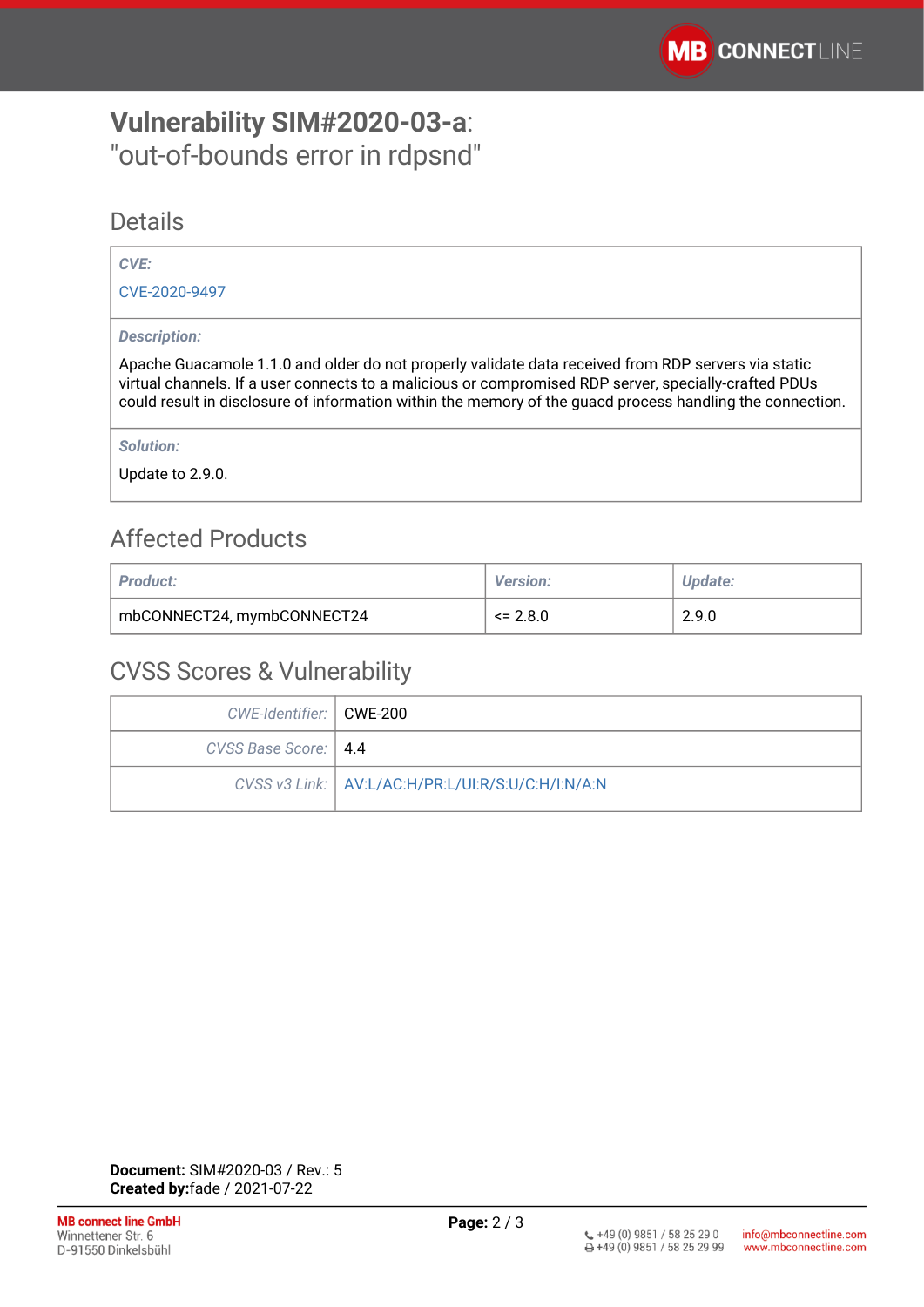# **Vulnerability SIM#2020-03-a**: "out-of-bounds error in rdpsnd"

## Details

| *CVE:* |
| --- |
| CVE-2020-9497 |
| *Description:* |
| Apache Guacamole 1.1.0 and older do not properly validate data received from RDP servers via static virtual channels. If a user connects to a malicious or compromised RDP server, specially-crafted PDUs could result in disclosure of information within the memory of the guacd process handling the connection. |
| *Solution:* |
| Update to 2.9.0. |

## Affected Products

| *Product:* | *Version:* | *Update:* |
| --- | --- | --- |
| mbCONNECT24, mymbCONNECT24 | <= 2.8.0 | 2.9.0 |

## CVSS Scores & Vulnerability

| | |
| --- | --- |
| *CWE-Identifier:* | CWE-200 |
| *CVSS Base Score:* | 4.4 |
| *CVSS v3 Link:* | AV:L/AC:H/PR:L/UI:R/S:U/C:H/I:N/A:N |

**Document:** SIM#2020-03 / Rev.: 5
**Created by:** fade / 2021-07-22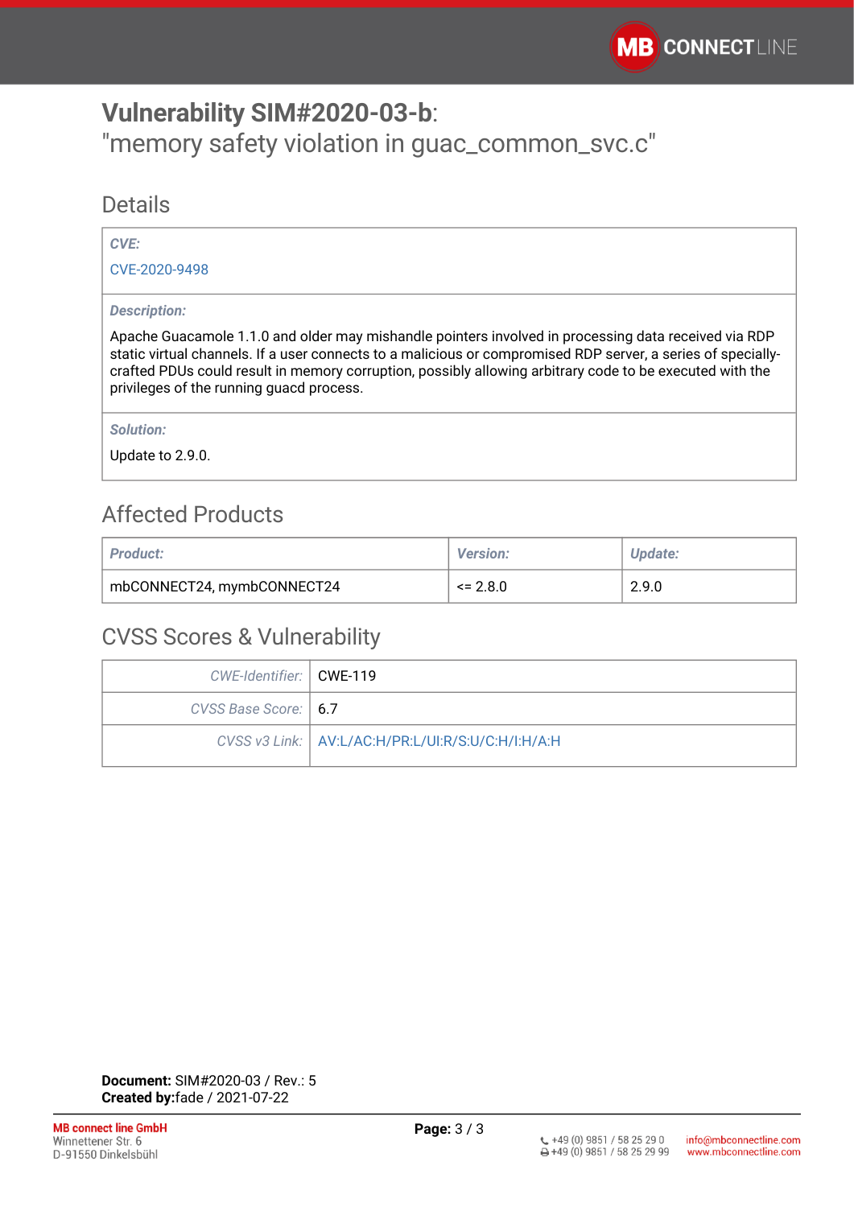# **Vulnerability SIM#2020-03-b**:
"memory safety violation in guac_common_svc.c"

## Details

| | |
|---|---|
| ***CVE:*** | CVE-2020-9498 |
| ***Description:*** | Apache Guacamole 1.1.0 and older may mishandle pointers involved in processing data received via RDP static virtual channels. If a user connects to a malicious or compromised RDP server, a series of specially-crafted PDUs could result in memory corruption, possibly allowing arbitrary code to be executed with the privileges of the running guacd process. |
| ***Solution:*** | Update to 2.9.0. |

## Affected Products

| *Product:* | *Version:* | *Update:* |
|---|---|---|
| mbCONNECT24, mymbCONNECT24 | <= 2.8.0 | 2.9.0 |

## CVSS Scores & Vulnerability

| | |
|---|---|
| *CWE-Identifier:* | CWE-119 |
| *CVSS Base Score:* | 6.7 |
| *CVSS v3 Link:* | AV:L/AC:H/PR:L/UI:R/S:U/C:H/I:H/A:H |

**Document:** SIM#2020-03 / Rev.: 5
**Created by:**fade / 2021-07-22